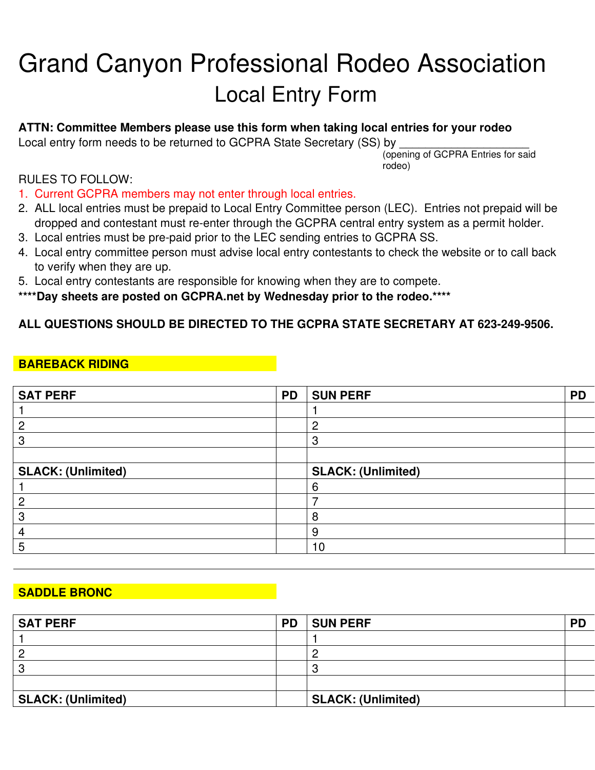# Grand Canyon Professional Rodeo Association

## Local Entry Form

**ATTN: Committee Members please use this form when taking local entries for your rodeo**

Local entry form needs to be returned to GCPRA State Secretary (SS) by ____________________
(opening of GCPRA Entries for said rodeo)

RULES TO FOLLOW:

1. Current GCPRA members may not enter through local entries.
2. ALL local entries must be prepaid to Local Entry Committee person (LEC). Entries not prepaid will be dropped and contestant must re-enter through the GCPRA central entry system as a permit holder.
3. Local entries must be pre-paid prior to the LEC sending entries to GCPRA SS.
4. Local entry committee person must advise local entry contestants to check the website or to call back to verify when they are up.
5. Local entry contestants are responsible for knowing when they are to compete.

**\*\*\*\*Day sheets are posted on GCPRA.net by Wednesday prior to the rodeo.\*\*\*\***

**ALL QUESTIONS SHOULD BE DIRECTED TO THE GCPRA STATE SECRETARY AT 623-249-9506.**

### BAREBACK RIDING

| SAT PERF | PD | SUN PERF | PD |
|---|---|---|---|
| 1 | | 1 | |
| 2 | | 2 | |
| 3 | | 3 | |
| | | | |
| **SLACK: (Unlimited)** | | **SLACK: (Unlimited)** | |
| 1 | | 6 | |
| 2 | | 7 | |
| 3 | | 8 | |
| 4 | | 9 | |
| 5 | | 10 | |

### SADDLE BRONC

| SAT PERF | PD | SUN PERF | PD |
|---|---|---|---|
| 1 | | 1 | |
| 2 | | 2 | |
| 3 | | 3 | |
| | | | |
| **SLACK: (Unlimited)** | | **SLACK: (Unlimited)** | |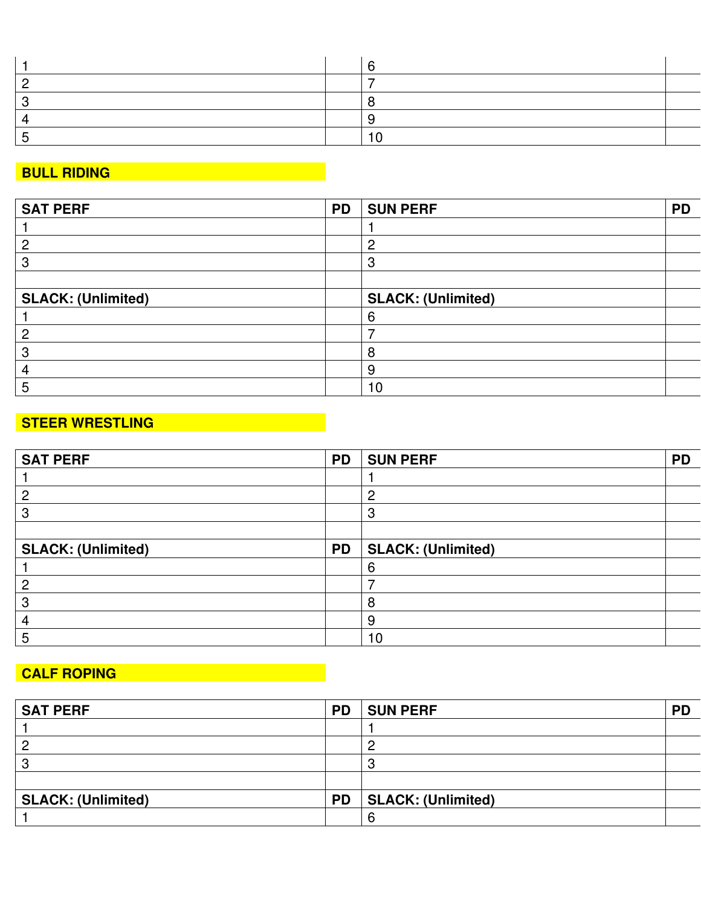| 1 | | 6 | |
|---|---|---|---|
| 2 | | 7 | |
| 3 | | 8 | |
| 4 | | 9 | |
| 5 | | 10 | |

**BULL RIDING**

| SAT PERF | PD | SUN PERF | PD |
|---|---|---|---|
| 1 | | 1 | |
| 2 | | 2 | |
| 3 | | 3 | |
| | | | |
| **SLACK: (Unlimited)** | | **SLACK: (Unlimited)** | |
| 1 | | 6 | |
| 2 | | 7 | |
| 3 | | 8 | |
| 4 | | 9 | |
| 5 | | 10 | |

**STEER WRESTLING**

| SAT PERF | PD | SUN PERF | PD |
|---|---|---|---|
| 1 | | 1 | |
| 2 | | 2 | |
| 3 | | 3 | |
| | | | |
| **SLACK: (Unlimited)** | **PD** | **SLACK: (Unlimited)** | |
| 1 | | 6 | |
| 2 | | 7 | |
| 3 | | 8 | |
| 4 | | 9 | |
| 5 | | 10 | |

**CALF ROPING**

| SAT PERF | PD | SUN PERF | PD |
|---|---|---|---|
| 1 | | 1 | |
| 2 | | 2 | |
| 3 | | 3 | |
| | | | |
| **SLACK: (Unlimited)** | **PD** | **SLACK: (Unlimited)** | |
| 1 | | 6 | |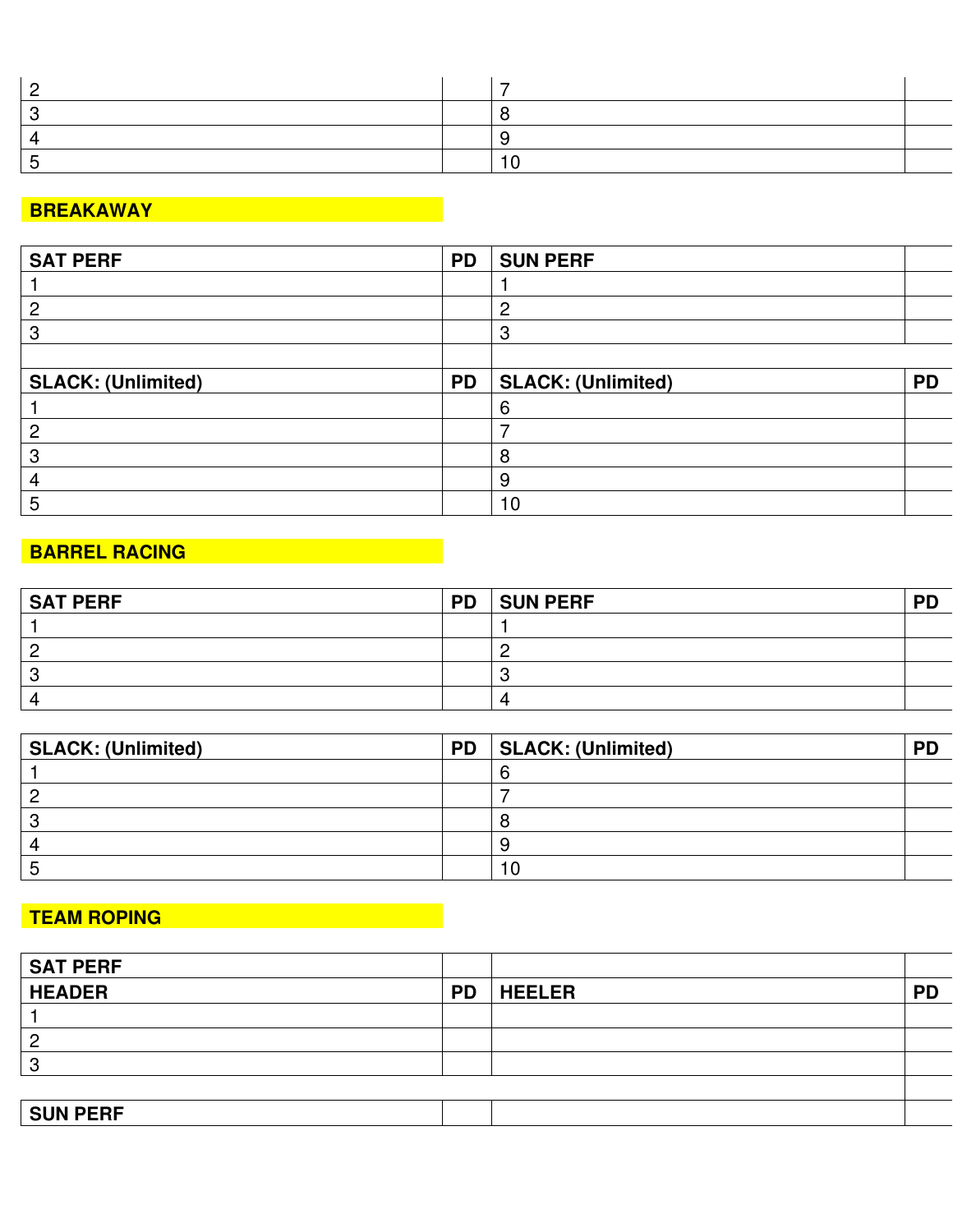| | | | |
|---|---|---|---|
| 2 | | 7 | |
| 3 | | 8 | |
| 4 | | 9 | |
| 5 | | 10 | |

**BREAKAWAY**

| SAT PERF | PD | SUN PERF | |
|---|---|---|---|
| 1 | | 1 | |
| 2 | | 2 | |
| 3 | | 3 | |
| | | | |
| **SLACK: (Unlimited)** | **PD** | **SLACK: (Unlimited)** | **PD** |
| 1 | | 6 | |
| 2 | | 7 | |
| 3 | | 8 | |
| 4 | | 9 | |
| 5 | | 10 | |

**BARREL RACING**

| SAT PERF | PD | SUN PERF | PD |
|---|---|---|---|
| 1 | | 1 | |
| 2 | | 2 | |
| 3 | | 3 | |
| 4 | | 4 | |

| SLACK: (Unlimited) | PD | SLACK: (Unlimited) | PD |
|---|---|---|---|
| 1 | | 6 | |
| 2 | | 7 | |
| 3 | | 8 | |
| 4 | | 9 | |
| 5 | | 10 | |

**TEAM ROPING**

| SAT PERF | | | |
|---|---|---|---|
| **HEADER** | **PD** | **HEELER** | **PD** |
| 1 | | | |
| 2 | | | |
| 3 | | | |
| | | | |
| **SUN PERF** | | | |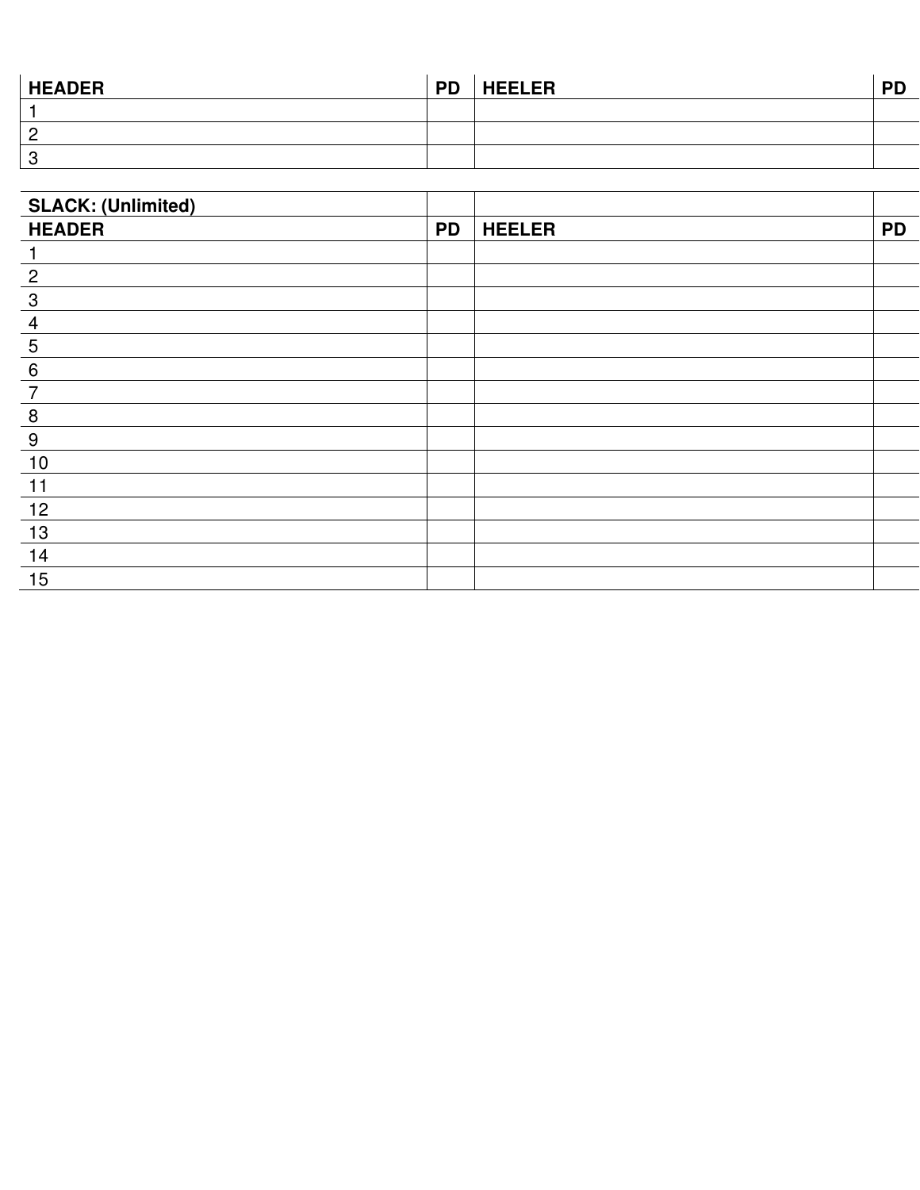| HEADER | PD | HEELER | PD |
|---|---|---|---|
| 1 | | | |
| 2 | | | |
| 3 | | | |

| SLACK: (Unlimited) | | | |
|---|---|---|---|
| **HEADER** | **PD** | **HEELER** | **PD** |
| 1 | | | |
| 2 | | | |
| 3 | | | |
| 4 | | | |
| 5 | | | |
| 6 | | | |
| 7 | | | |
| 8 | | | |
| 9 | | | |
| 10 | | | |
| 11 | | | |
| 12 | | | |
| 13 | | | |
| 14 | | | |
| 15 | | | |